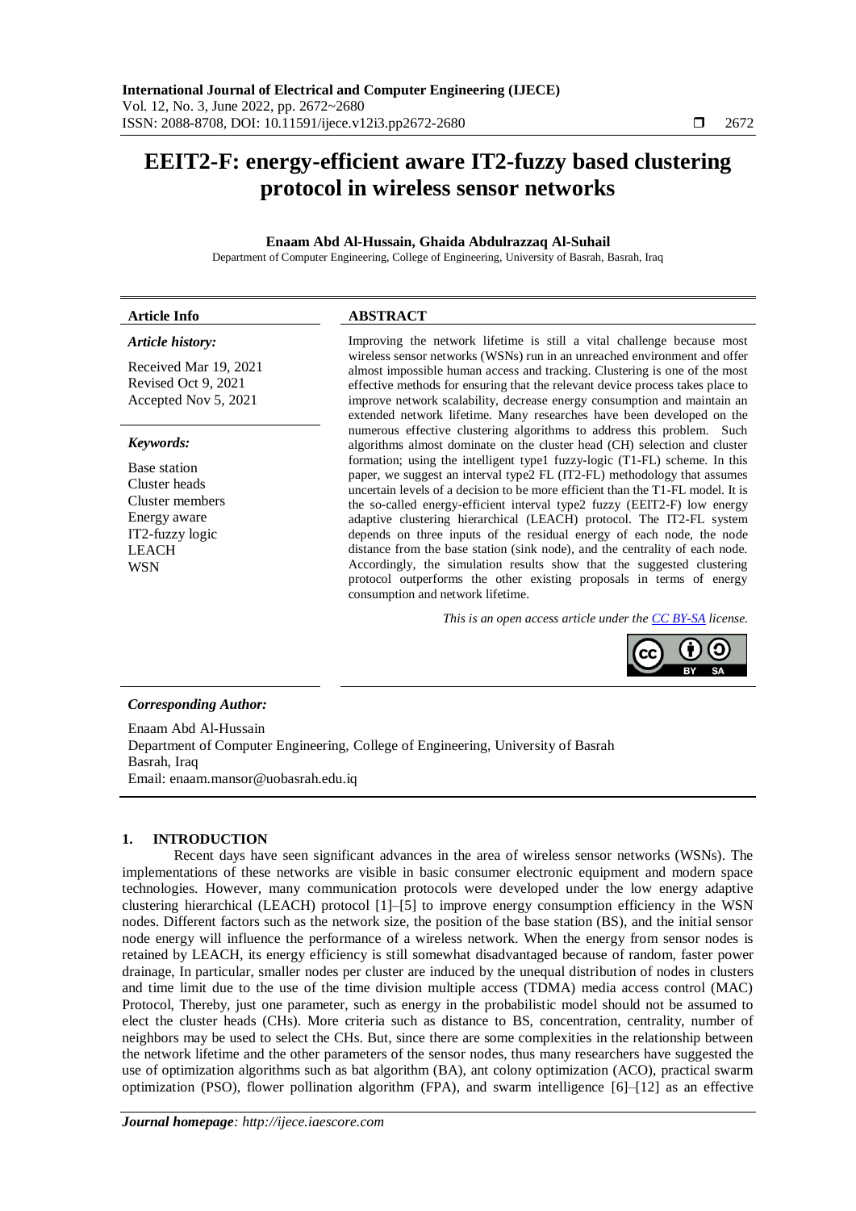# EEIT2-F: energy-efficient aware IT2-fuzzy based clustering protocol in wireless sensor networks

**Enaam Abd Al-Hussain, Ghaida Abdulrazzaq Al-Suhail**

Department of Computer Engineering, College of Engineering, University of Basrah, Basrah, Iraq

| **Article Info** | **ABSTRACT** |
|---|---|
| ***Article history:*** <br> Received Mar 19, 2021 <br> Revised Oct 9, 2021 <br> Accepted Nov 5, 2021 <br><br> ***Keywords:*** <br> Base station <br> Cluster heads <br> Cluster members <br> Energy aware <br> IT2-fuzzy logic <br> LEACH <br> WSN | Improving the network lifetime is still a vital challenge because most wireless sensor networks (WSNs) run in an unreached environment and offer almost impossible human access and tracking. Clustering is one of the most effective methods for ensuring that the relevant device process takes place to improve network scalability, decrease energy consumption and maintain an extended network lifetime. Many researches have been developed on the numerous effective clustering algorithms to address this problem. Such algorithms almost dominate on the cluster head (CH) selection and cluster formation; using the intelligent type1 fuzzy-logic (T1-FL) scheme. In this paper, we suggest an interval type2 FL (IT2-FL) methodology that assumes uncertain levels of a decision to be more efficient than the T1-FL model. It is the so-called energy-efficient interval type2 fuzzy (EEIT2-F) low energy adaptive clustering hierarchical (LEACH) protocol. The IT2-FL system depends on three inputs of the residual energy of each node, the node distance from the base station (sink node), and the centrality of each node. Accordingly, the simulation results show that the suggested clustering protocol outperforms the other existing proposals in terms of energy consumption and network lifetime. <br><br> *This is an open access article under the CC BY-SA license.* |

***Corresponding Author:***

Enaam Abd Al-Hussain
Department of Computer Engineering, College of Engineering, University of Basrah
Basrah, Iraq
Email: enaam.mansor@uobasrah.edu.iq

## 1. INTRODUCTION

Recent days have seen significant advances in the area of wireless sensor networks (WSNs). The implementations of these networks are visible in basic consumer electronic equipment and modern space technologies. However, many communication protocols were developed under the low energy adaptive clustering hierarchical (LEACH) protocol [1]–[5] to improve energy consumption efficiency in the WSN nodes. Different factors such as the network size, the position of the base station (BS), and the initial sensor node energy will influence the performance of a wireless network. When the energy from sensor nodes is retained by LEACH, its energy efficiency is still somewhat disadvantaged because of random, faster power drainage, In particular, smaller nodes per cluster are induced by the unequal distribution of nodes in clusters and time limit due to the use of the time division multiple access (TDMA) media access control (MAC) Protocol, Thereby, just one parameter, such as energy in the probabilistic model should not be assumed to elect the cluster heads (CHs). More criteria such as distance to BS, concentration, centrality, number of neighbors may be used to select the CHs. But, since there are some complexities in the relationship between the network lifetime and the other parameters of the sensor nodes, thus many researchers have suggested the use of optimization algorithms such as bat algorithm (BA), ant colony optimization (ACO), practical swarm optimization (PSO), flower pollination algorithm (FPA), and swarm intelligence [6]–[12] as an effective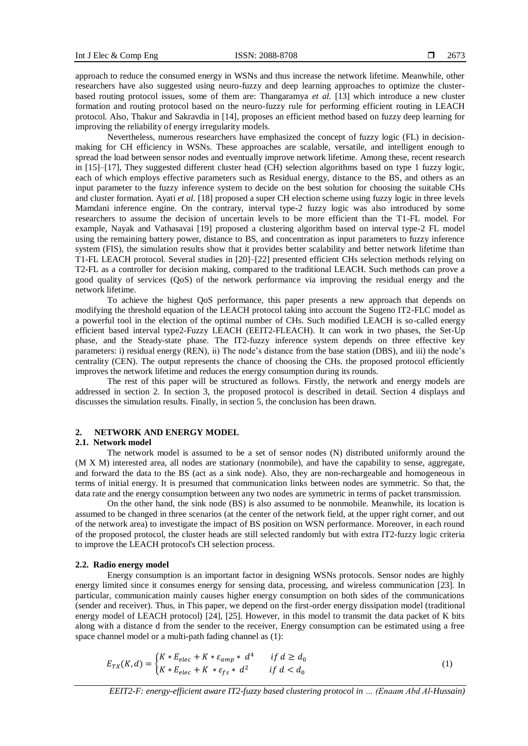approach to reduce the consumed energy in WSNs and thus increase the network lifetime. Meanwhile, other researchers have also suggested using neuro-fuzzy and deep learning approaches to optimize the cluster-based routing protocol issues, some of them are: Thangaramya *et al.* [13] which introduce a new cluster formation and routing protocol based on the neuro-fuzzy rule for performing efficient routing in LEACH protocol. Also, Thakur and Sakravdia in [14], proposes an efficient method based on fuzzy deep learning for improving the reliability of energy irregularity models.

Nevertheless, numerous researchers have emphasized the concept of fuzzy logic (FL) in decision-making for CH efficiency in WSNs. These approaches are scalable, versatile, and intelligent enough to spread the load between sensor nodes and eventually improve network lifetime. Among these, recent research in [15]–[17], They suggested different cluster head (CH) selection algorithms based on type 1 fuzzy logic, each of which employs effective parameters such as Residual energy, distance to the BS, and others as an input parameter to the fuzzy inference system to decide on the best solution for choosing the suitable CHs and cluster formation. Ayati *et al.* [18] proposed a super CH election scheme using fuzzy logic in three levels Mamdani inference engine. On the contrary, interval type-2 fuzzy logic was also introduced by some researchers to assume the decision of uncertain levels to be more efficient than the T1-FL model. For example, Nayak and Vathasavai [19] proposed a clustering algorithm based on interval type-2 FL model using the remaining battery power, distance to BS, and concentration as input parameters to fuzzy inference system (FIS), the simulation results show that it provides better scalability and better network lifetime than T1-FL LEACH protocol. Several studies in [20]–[22] presented efficient CHs selection methods relying on T2-FL as a controller for decision making, compared to the traditional LEACH. Such methods can prove a good quality of services (QoS) of the network performance via improving the residual energy and the network lifetime.

To achieve the highest QoS performance, this paper presents a new approach that depends on modifying the threshold equation of the LEACH protocol taking into account the Sugeno IT2-FLC model as a powerful tool in the election of the optimal number of CHs. Such modified LEACH is so-called energy efficient based interval type2-Fuzzy LEACH (EEIT2-FLEACH). It can work in two phases, the Set-Up phase, and the Steady-state phase. The IT2-fuzzy inference system depends on three effective key parameters: i) residual energy (REN), ii) The node's distance from the base station (DBS), and iii) the node's centrality (CEN). The output represents the chance of choosing the CHs. the proposed protocol efficiently improves the network lifetime and reduces the energy consumption during its rounds.

The rest of this paper will be structured as follows. Firstly, the network and energy models are addressed in section 2. In section 3, the proposed protocol is described in detail. Section 4 displays and discusses the simulation results. Finally, in section 5, the conclusion has been drawn.

## 2. NETWORK AND ENERGY MODEL

### 2.1. Network model

The network model is assumed to be a set of sensor nodes (N) distributed uniformly around the (M X M) interested area, all nodes are stationary (nonmobile), and have the capability to sense, aggregate, and forward the data to the BS (act as a sink node). Also, they are non-rechargeable and homogeneous in terms of initial energy. It is presumed that communication links between nodes are symmetric. So that, the data rate and the energy consumption between any two nodes are symmetric in terms of packet transmission.

On the other hand, the sink node (BS) is also assumed to be nonmobile. Meanwhile, its location is assumed to be changed in three scenarios (at the center of the network field, at the upper right corner, and out of the network area) to investigate the impact of BS position on WSN performance. Moreover, in each round of the proposed protocol, the cluster heads are still selected randomly but with extra IT2-fuzzy logic criteria to improve the LEACH protocol's CH selection process.

### 2.2. Radio energy model

Energy consumption is an important factor in designing WSNs protocols. Sensor nodes are highly energy limited since it consumes energy for sensing data, processing, and wireless communication [23]. In particular, communication mainly causes higher energy consumption on both sides of the communications (sender and receiver). Thus, in This paper, we depend on the first-order energy dissipation model (traditional energy model of LEACH protocol) [24], [25]. However, in this model to transmit the data packet of K bits along with a distance d from the sender to the receiver, Energy consumption can be estimated using a free space channel model or a multi-path fading channel as (1):

$$E_{TX}(K,d) = \begin{cases} K * E_{elec} + K * \varepsilon_{amp} * d^4 & if\ d \geq d_0 \\ K * E_{elec} + K * \varepsilon_{fs} * d^2 & if\ d < d_0 \end{cases} \tag{1}$$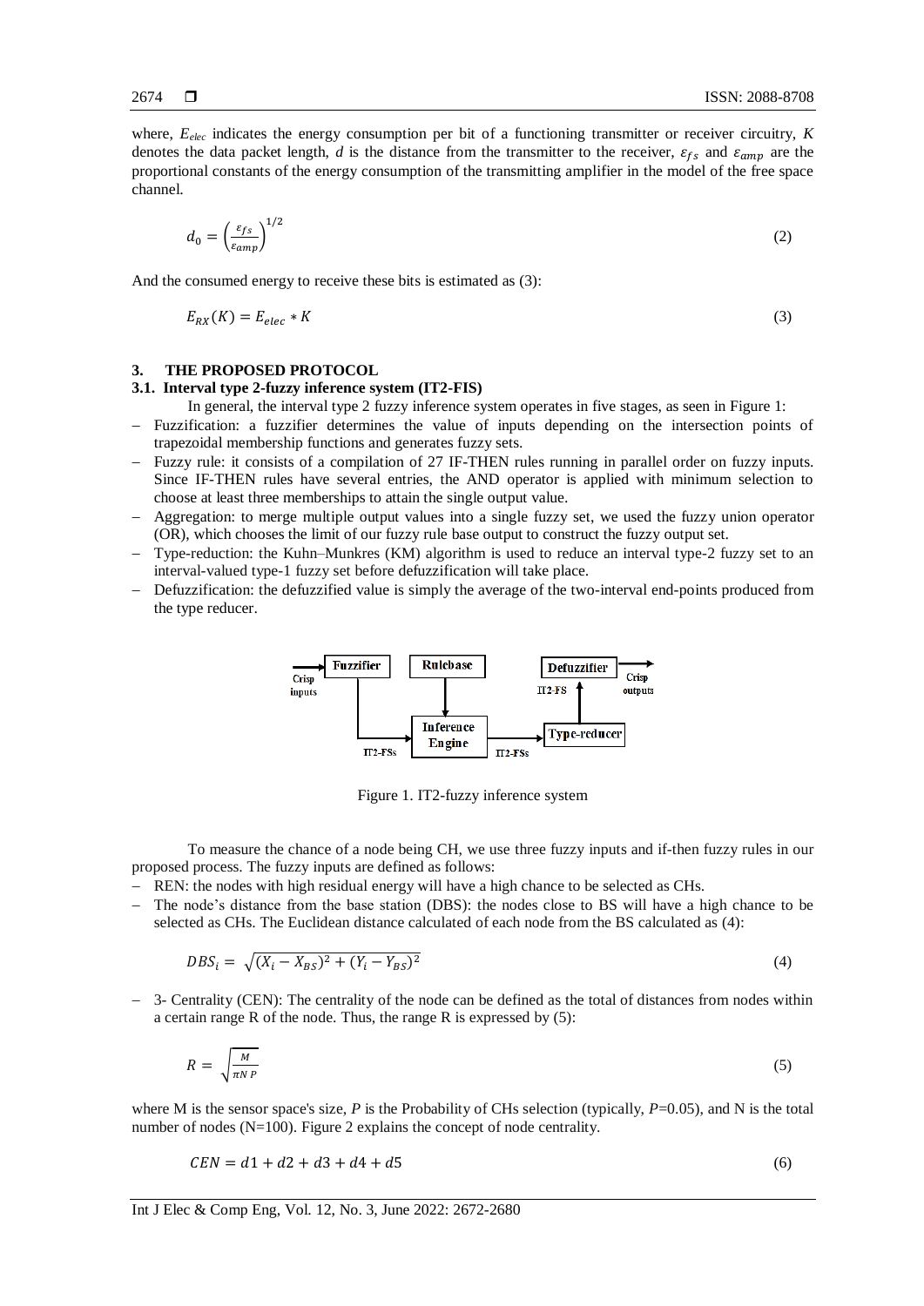where, $E_{elec}$ indicates the energy consumption per bit of a functioning transmitter or receiver circuitry, $K$ denotes the data packet length, $d$ is the distance from the transmitter to the receiver, $\varepsilon_{fs}$ and $\varepsilon_{amp}$ are the proportional constants of the energy consumption of the transmitting amplifier in the model of the free space channel.

$$d_0 = \left(\frac{\varepsilon_{fs}}{\varepsilon_{amp}}\right)^{1/2} \tag{2}$$

And the consumed energy to receive these bits is estimated as (3):

$$E_{RX}(K) = E_{elec} * K \tag{3}$$

## 3. THE PROPOSED PROTOCOL

### 3.1. Interval type 2-fuzzy inference system (IT2-FIS)

In general, the interval type 2 fuzzy inference system operates in five stages, as seen in Figure 1:

- Fuzzification: a fuzzifier determines the value of inputs depending on the intersection points of trapezoidal membership functions and generates fuzzy sets.
- Fuzzy rule: it consists of a compilation of 27 IF-THEN rules running in parallel order on fuzzy inputs. Since IF-THEN rules have several entries, the AND operator is applied with minimum selection to choose at least three memberships to attain the single output value.
- Aggregation: to merge multiple output values into a single fuzzy set, we used the fuzzy union operator (OR), which chooses the limit of our fuzzy rule base output to construct the fuzzy output set.
- Type-reduction: the Kuhn–Munkres (KM) algorithm is used to reduce an interval type-2 fuzzy set to an interval-valued type-1 fuzzy set before defuzzification will take place.
- Defuzzification: the defuzzified value is simply the average of the two-interval end-points produced from the type reducer.

Figure 1. IT2-fuzzy inference system

To measure the chance of a node being CH, we use three fuzzy inputs and if-then fuzzy rules in our proposed process. The fuzzy inputs are defined as follows:

- REN: the nodes with high residual energy will have a high chance to be selected as CHs.
- The node's distance from the base station (DBS): the nodes close to BS will have a high chance to be selected as CHs. The Euclidean distance calculated of each node from the BS calculated as (4):

$$DBS_i = \sqrt{(X_i - X_{BS})^2 + (Y_i - Y_{BS})^2} \tag{4}$$

- 3- Centrality (CEN): The centrality of the node can be defined as the total of distances from nodes within a certain range R of the node. Thus, the range R is expressed by (5):

$$R = \sqrt{\frac{M}{\pi N P}} \tag{5}$$

where M is the sensor space's size, $P$ is the Probability of CHs selection (typically, $P$=0.05), and N is the total number of nodes (N=100). Figure 2 explains the concept of node centrality.

$$CEN = d1 + d2 + d3 + d4 + d5 \tag{6}$$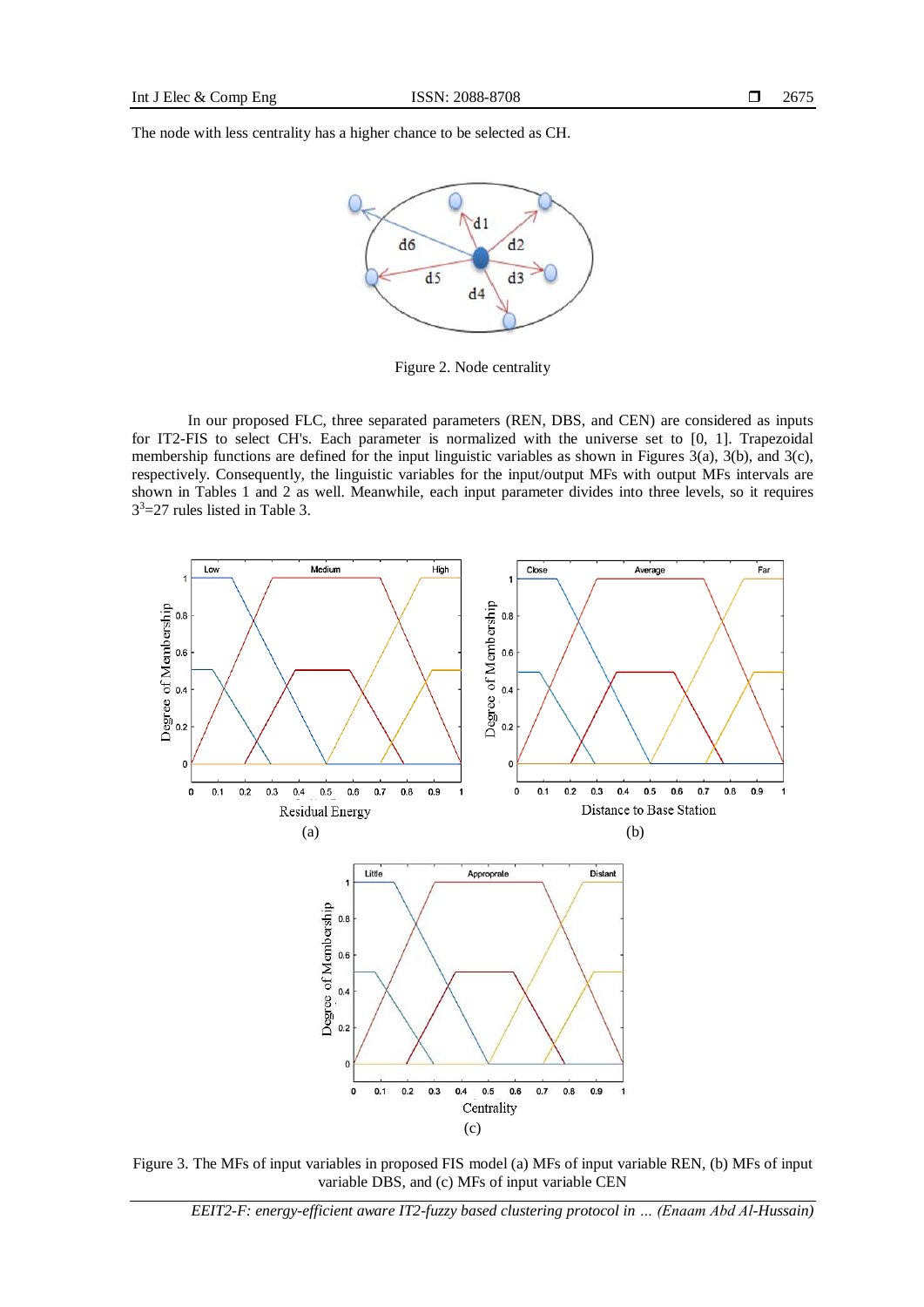The node with less centrality has a higher chance to be selected as CH.

Figure 2. Node centrality

In our proposed FLC, three separated parameters (REN, DBS, and CEN) are considered as inputs for IT2-FIS to select CH's. Each parameter is normalized with the universe set to [0, 1]. Trapezoidal membership functions are defined for the input linguistic variables as shown in Figures 3(a), 3(b), and 3(c), respectively. Consequently, the linguistic variables for the input/output MFs with output MFs intervals are shown in Tables 1 and 2 as well. Meanwhile, each input parameter divides into three levels, so it requires $3^3$=27 rules listed in Table 3.

Figure 3. The MFs of input variables in proposed FIS model (a) MFs of input variable REN, (b) MFs of input variable DBS, and (c) MFs of input variable CEN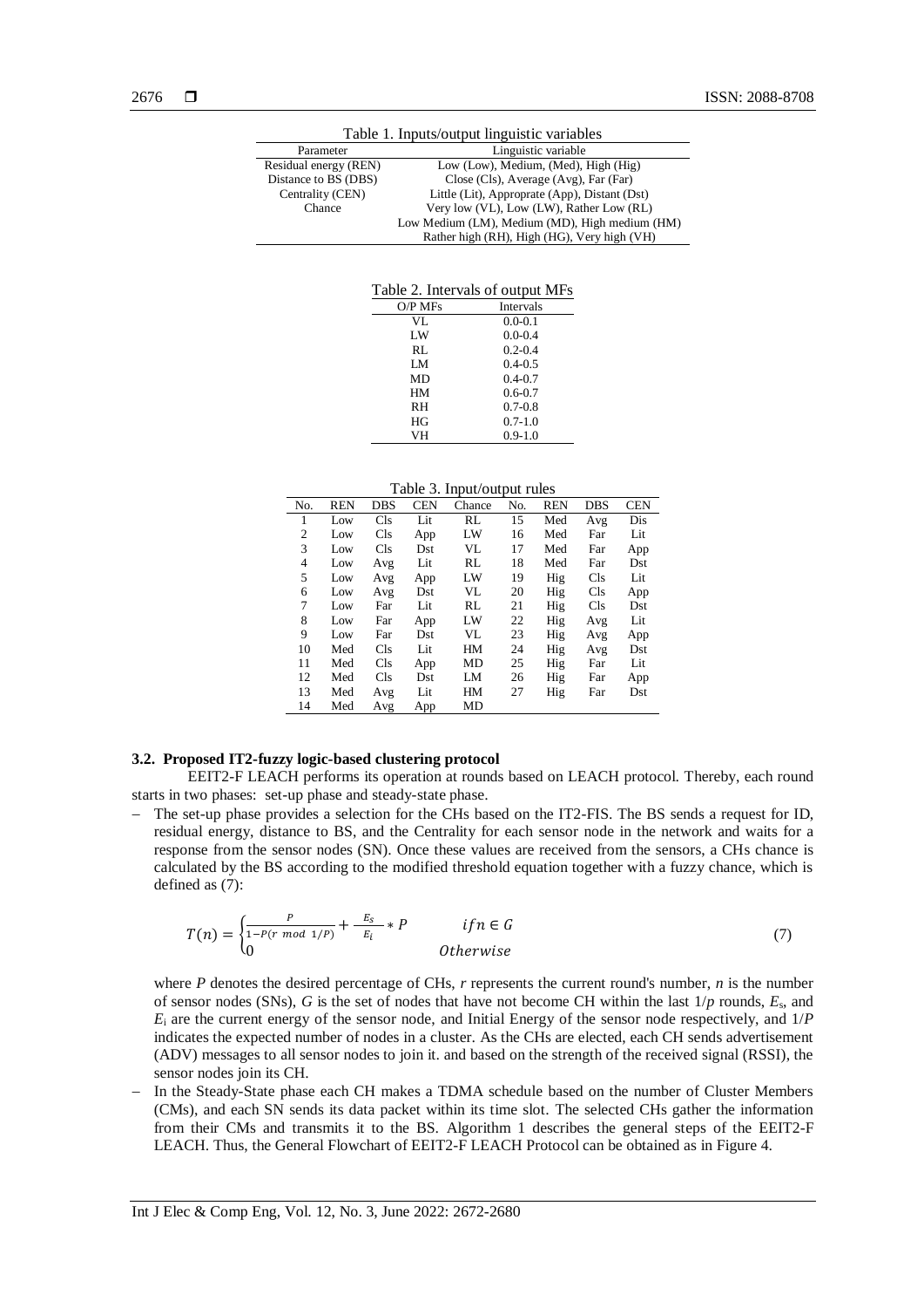Table 1. Inputs/output linguistic variables

| Parameter | Linguistic variable |
|---|---|
| Residual energy (REN) | Low (Low), Medium, (Med), High (Hig) |
| Distance to BS (DBS) | Close (Cls), Average (Avg), Far (Far) |
| Centrality (CEN) | Little (Lit), Approprate (App), Distant (Dst) |
| Chance | Very low (VL), Low (LW), Rather Low (RL) |
| | Low Medium (LM), Medium (MD), High medium (HM) |
| | Rather high (RH), High (HG), Very high (VH) |

Table 2. Intervals of output MFs

| O/P MFs | Intervals |
|---|---|
| VL | 0.0-0.1 |
| LW | 0.0-0.4 |
| RL | 0.2-0.4 |
| LM | 0.4-0.5 |
| MD | 0.4-0.7 |
| HM | 0.6-0.7 |
| RH | 0.7-0.8 |
| HG | 0.7-1.0 |
| VH | 0.9-1.0 |

Table 3. Input/output rules

| No. | REN | DBS | CEN | Chance | No. | REN | DBS | CEN |
|---|---|---|---|---|---|---|---|---|
| 1 | Low | Cls | Lit | RL | 15 | Med | Avg | Dis |
| 2 | Low | Cls | App | LW | 16 | Med | Far | Lit |
| 3 | Low | Cls | Dst | VL | 17 | Med | Far | App |
| 4 | Low | Avg | Lit | RL | 18 | Med | Far | Dst |
| 5 | Low | Avg | App | LW | 19 | Hig | Cls | Lit |
| 6 | Low | Avg | Dst | VL | 20 | Hig | Cls | App |
| 7 | Low | Far | Lit | RL | 21 | Hig | Cls | Dst |
| 8 | Low | Far | App | LW | 22 | Hig | Avg | Lit |
| 9 | Low | Far | Dst | VL | 23 | Hig | Avg | App |
| 10 | Med | Cls | Lit | HM | 24 | Hig | Avg | Dst |
| 11 | Med | Cls | App | MD | 25 | Hig | Far | Lit |
| 12 | Med | Cls | Dst | LM | 26 | Hig | Far | App |
| 13 | Med | Avg | Lit | HM | 27 | Hig | Far | Dst |
| 14 | Med | Avg | App | MD | | | | |

### 3.2. Proposed IT2-fuzzy logic-based clustering protocol

EEIT2-F LEACH performs its operation at rounds based on LEACH protocol. Thereby, each round starts in two phases: set-up phase and steady-state phase.

- The set-up phase provides a selection for the CHs based on the IT2-FIS. The BS sends a request for ID, residual energy, distance to BS, and the Centrality for each sensor node in the network and waits for a response from the sensor nodes (SN). Once these values are received from the sensors, a CHs chance is calculated by the BS according to the modified threshold equation together with a fuzzy chance, which is defined as (7):

$$T(n) = \begin{cases} \frac{P}{1-P(r \bmod 1/P)} + \frac{E_s}{E_i} * P & if n \in G \\ 0 & Otherwise \end{cases} \tag{7}$$

  where $P$ denotes the desired percentage of CHs, $r$ represents the current round's number, $n$ is the number of sensor nodes (SNs), $G$ is the set of nodes that have not become CH within the last $1/p$ rounds, $E_s$, and $E_i$ are the current energy of the sensor node, and Initial Energy of the sensor node respectively, and $1/P$ indicates the expected number of nodes in a cluster. As the CHs are elected, each CH sends advertisement (ADV) messages to all sensor nodes to join it. and based on the strength of the received signal (RSSI), the sensor nodes join its CH.
- In the Steady-State phase each CH makes a TDMA schedule based on the number of Cluster Members (CMs), and each SN sends its data packet within its time slot. The selected CHs gather the information from their CMs and transmits it to the BS. Algorithm 1 describes the general steps of the EEIT2-F LEACH. Thus, the General Flowchart of EEIT2-F LEACH Protocol can be obtained as in Figure 4.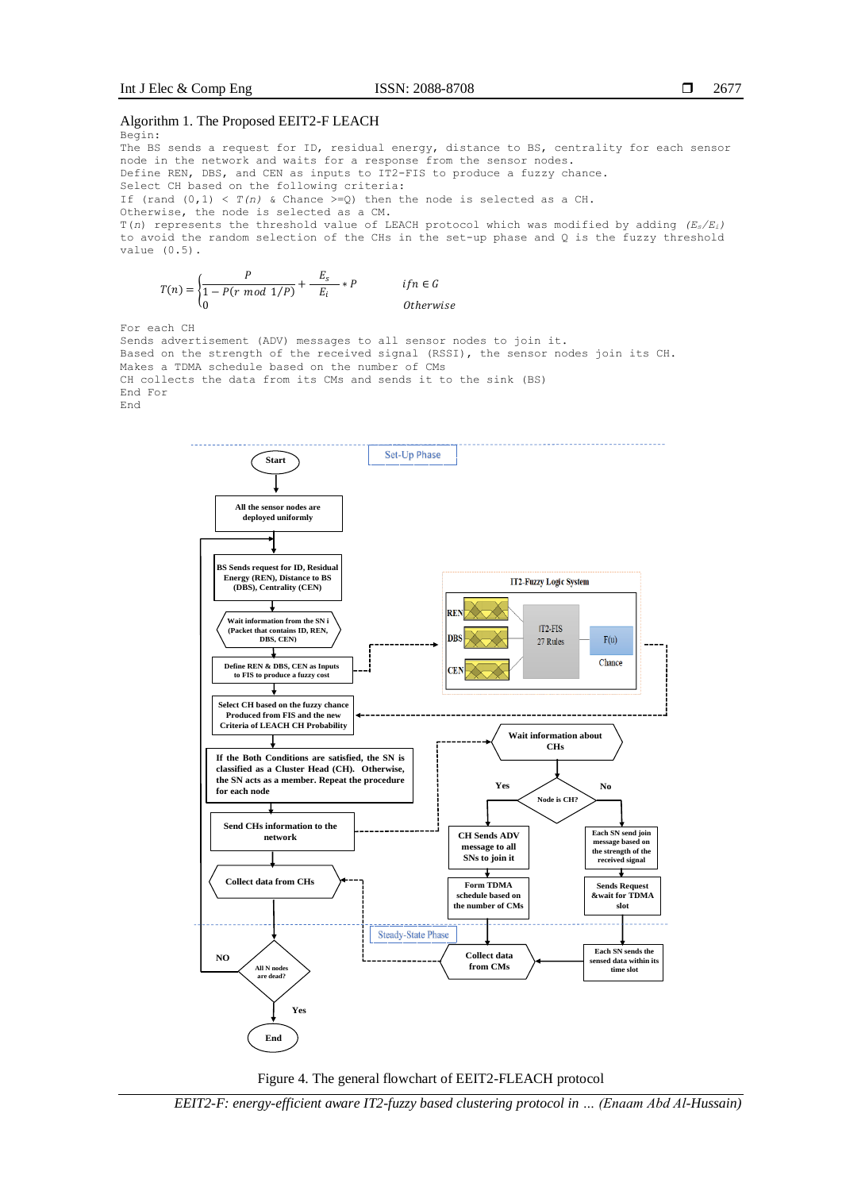Algorithm 1. The Proposed EEIT2-F LEACH

```
Begin:
The BS sends a request for ID, residual energy, distance to BS, centrality for each sensor
node in the network and waits for a response from the sensor nodes.
Define REN, DBS, and CEN as inputs to IT2-FIS to produce a fuzzy chance.
Select CH based on the following criteria:
If (rand (0,1) < T(n) & Chance >=Q) then the node is selected as a CH.
Otherwise, the node is selected as a CM.
T(n) represents the threshold value of LEACH protocol which was modified by adding (Es/Ei)
to avoid the random selection of the CHs in the set-up phase and Q is the fuzzy threshold
value (0.5).
```

$$T(n) = \begin{cases} \frac{P}{1 - P(r \bmod 1/P)} + \frac{E_s}{E_i} * P & if n \in G \\ 0 & Otherwise \end{cases}$$

```
For each CH
Sends advertisement (ADV) messages to all sensor nodes to join it.
Based on the strength of the received signal (RSSI), the sensor nodes join its CH.
Makes a TDMA schedule based on the number of CMs
CH collects the data from its CMs and sends it to the sink (BS)
End For
End
```

Figure 4. The general flowchart of EEIT2-FLEACH protocol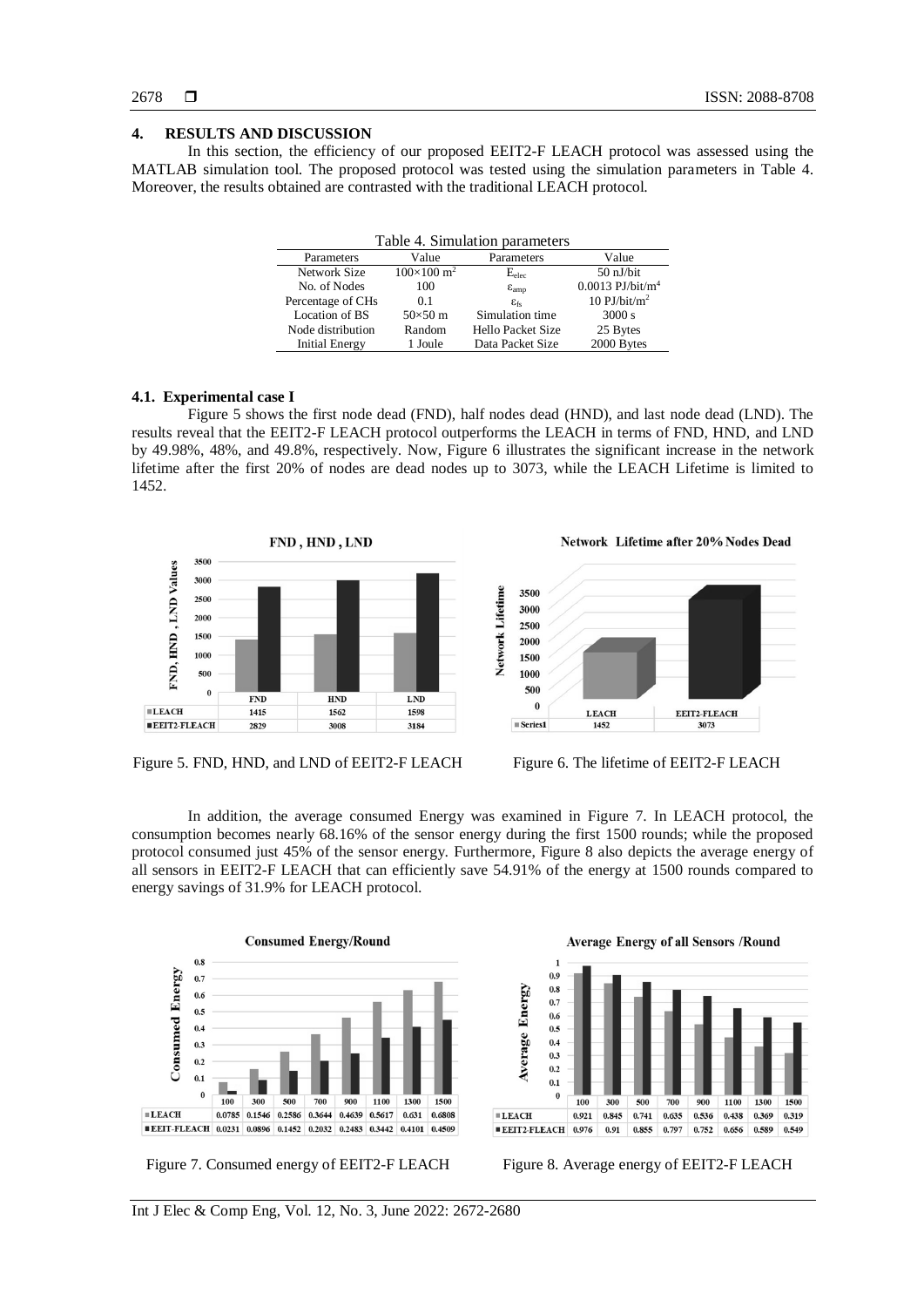## 4. RESULTS AND DISCUSSION

In this section, the efficiency of our proposed EEIT2-F LEACH protocol was assessed using the MATLAB simulation tool. The proposed protocol was tested using the simulation parameters in Table 4. Moreover, the results obtained are contrasted with the traditional LEACH protocol.

Table 4. Simulation parameters

| Parameters | Value | Parameters | Value |
|---|---|---|---|
| Network Size | $100\times100$ m$^2$ | $E_{elec}$ | 50 nJ/bit |
| No. of Nodes | 100 | $\varepsilon_{amp}$ | 0.0013 PJ/bit/m$^4$ |
| Percentage of CHs | 0.1 | $\varepsilon_{fs}$ | 10 PJ/bit/m$^2$ |
| Location of BS | $50\times50$ m | Simulation time | 3000 s |
| Node distribution | Random | Hello Packet Size | 25 Bytes |
| Initial Energy | 1 Joule | Data Packet Size | 2000 Bytes |

### 4.1. Experimental case I

Figure 5 shows the first node dead (FND), half nodes dead (HND), and last node dead (LND). The results reveal that the EEIT2-F LEACH protocol outperforms the LEACH in terms of FND, HND, and LND by 49.98%, 48%, and 49.8%, respectively. Now, Figure 6 illustrates the significant increase in the network lifetime after the first 20% of nodes are dead nodes up to 3073, while the LEACH Lifetime is limited to 1452.

| | FND | HND | LND |
|---|---|---|---|
| LEACH | 1415 | 1562 | 1598 |
| EEIT2-FLEACH | 2829 | 3008 | 3184 |

Figure 5. FND, HND, and LND of EEIT2-F LEACH

| | LEACH | EEIT2-FLEACH |
|---|---|---|
| Series1 | 1452 | 3073 |

Figure 6. The lifetime of EEIT2-F LEACH

In addition, the average consumed Energy was examined in Figure 7. In LEACH protocol, the consumption becomes nearly 68.16% of the sensor energy during the first 1500 rounds; while the proposed protocol consumed just 45% of the sensor energy. Furthermore, Figure 8 also depicts the average energy of all sensors in EEIT2-F LEACH that can efficiently save 54.91% of the energy at 1500 rounds compared to energy savings of 31.9% for LEACH protocol.

| | 100 | 300 | 500 | 700 | 900 | 1100 | 1300 | 1500 |
|---|---|---|---|---|---|---|---|---|
| LEACH | 0.0785 | 0.1546 | 0.2586 | 0.3644 | 0.4639 | 0.5617 | 0.631 | 0.6808 |
| EEIT-FLEACH | 0.0231 | 0.0896 | 0.1452 | 0.2032 | 0.2483 | 0.3442 | 0.4101 | 0.4509 |

Figure 7. Consumed energy of EEIT2-F LEACH

| | 100 | 300 | 500 | 700 | 900 | 1100 | 1300 | 1500 |
|---|---|---|---|---|---|---|---|---|
| LEACH | 0.921 | 0.845 | 0.741 | 0.635 | 0.536 | 0.438 | 0.369 | 0.319 |
| EEIT2-FLEACH | 0.976 | 0.91 | 0.855 | 0.797 | 0.752 | 0.656 | 0.589 | 0.549 |

Figure 8. Average energy of EEIT2-F LEACH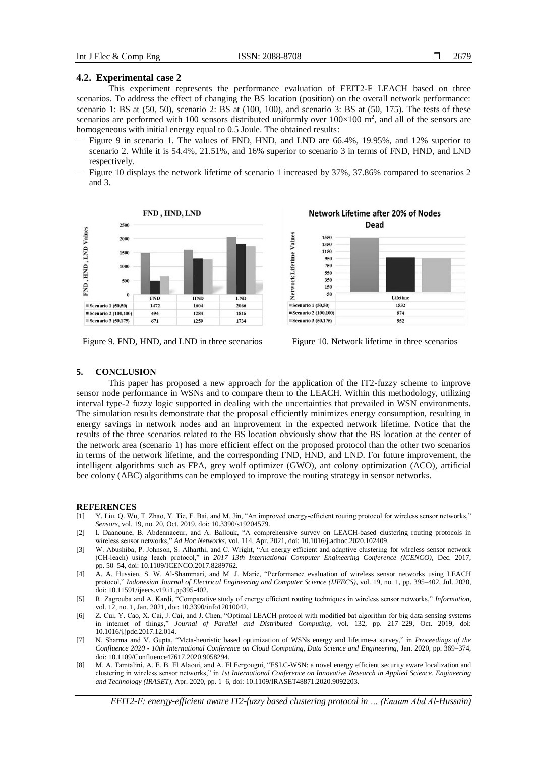### 4.2. Experimental case 2

This experiment represents the performance evaluation of EEIT2-F LEACH based on three scenarios. To address the effect of changing the BS location (position) on the overall network performance: scenario 1: BS at (50, 50), scenario 2: BS at (100, 100), and scenario 3: BS at (50, 175). The tests of these scenarios are performed with 100 sensors distributed uniformly over $100\times100$ m$^2$, and all of the sensors are homogeneous with initial energy equal to 0.5 Joule. The obtained results:

- Figure 9 in scenario 1. The values of FND, HND, and LND are 66.4%, 19.95%, and 12% superior to scenario 2. While it is 54.4%, 21.51%, and 16% superior to scenario 3 in terms of FND, HND, and LND respectively.
- Figure 10 displays the network lifetime of scenario 1 increased by 37%, 37.86% compared to scenarios 2 and 3.

FND , HND, LND

| | FND | HND | LND |
|---|---|---|---|
| Scenario 1 (50,50) | 1472 | 1604 | 2066 |
| Scenario 2 (100,100) | 494 | 1284 | 1816 |
| Scenario 3 (50,175) | 671 | 1259 | 1734 |

Figure 9. FND, HND, and LND in three scenarios

Network Lifetime after 20% of Nodes Dead

| | Lifetime |
|---|---|
| Scenario 1 (50,50) | 1532 |
| Scenario 2 (100,100) | 974 |
| Scenario 3 (50,175) | 952 |

Figure 10. Network lifetime in three scenarios

## 5. CONCLUSION

This paper has proposed a new approach for the application of the IT2-fuzzy scheme to improve sensor node performance in WSNs and to compare them to the LEACH. Within this methodology, utilizing interval type-2 fuzzy logic supported in dealing with the uncertainties that prevailed in WSN environments. The simulation results demonstrate that the proposal efficiently minimizes energy consumption, resulting in energy savings in network nodes and an improvement in the expected network lifetime. Notice that the results of the three scenarios related to the BS location obviously show that the BS location at the center of the network area (scenario 1) has more efficient effect on the proposed protocol than the other two scenarios in terms of the network lifetime, and the corresponding FND, HND, and LND. For future improvement, the intelligent algorithms such as FPA, grey wolf optimizer (GWO), ant colony optimization (ACO), artificial bee colony (ABC) algorithms can be employed to improve the routing strategy in sensor networks.

## REFERENCES

[1] Y. Liu, Q. Wu, T. Zhao, Y. Tie, F. Bai, and M. Jin, "An improved energy-efficient routing protocol for wireless sensor networks," *Sensors*, vol. 19, no. 20, Oct. 2019, doi: 10.3390/s19204579.

[2] I. Daanoune, B. Abdennaceur, and A. Ballouk, "A comprehensive survey on LEACH-based clustering routing protocols in wireless sensor networks," *Ad Hoc Networks*, vol. 114, Apr. 2021, doi: 10.1016/j.adhoc.2020.102409.

[3] W. Abushiba, P. Johnson, S. Alharthi, and C. Wright, "An energy efficient and adaptive clustering for wireless sensor network (CH-leach) using leach protocol," in *2017 13th International Computer Engineering Conference (ICENCO)*, Dec. 2017, pp. 50–54, doi: 10.1109/ICENCO.2017.8289762.

[4] A. A. Hussien, S. W. Al-Shammari, and M. J. Marie, "Performance evaluation of wireless sensor networks using LEACH protocol," *Indonesian Journal of Electrical Engineering and Computer Science (IJEECS)*, vol. 19, no. 1, pp. 395–402, Jul. 2020, doi: 10.11591/ijeecs.v19.i1.pp395-402.

[5] R. Zagrouba and A. Kardi, "Comparative study of energy efficient routing techniques in wireless sensor networks," *Information*, vol. 12, no. 1, Jan. 2021, doi: 10.3390/info12010042.

[6] Z. Cui, Y. Cao, X. Cai, J. Cai, and J. Chen, "Optimal LEACH protocol with modified bat algorithm for big data sensing systems in internet of things," *Journal of Parallel and Distributed Computing*, vol. 132, pp. 217–229, Oct. 2019, doi: 10.1016/j.jpdc.2017.12.014.

[7] N. Sharma and V. Gupta, "Meta-heuristic based optimization of WSNs energy and lifetime-a survey," in *Proceedings of the Confluence 2020 - 10th International Conference on Cloud Computing, Data Science and Engineering*, Jan. 2020, pp. 369–374, doi: 10.1109/Confluence47617.2020.9058294.

[8] M. A. Tamtalini, A. E. B. El Alaoui, and A. El Fergougui, "ESLC-WSN: a novel energy efficient security aware localization and clustering in wireless sensor networks," in *1st International Conference on Innovative Research in Applied Science, Engineering and Technology (IRASET)*, Apr. 2020, pp. 1–6, doi: 10.1109/IRASET48871.2020.9092203.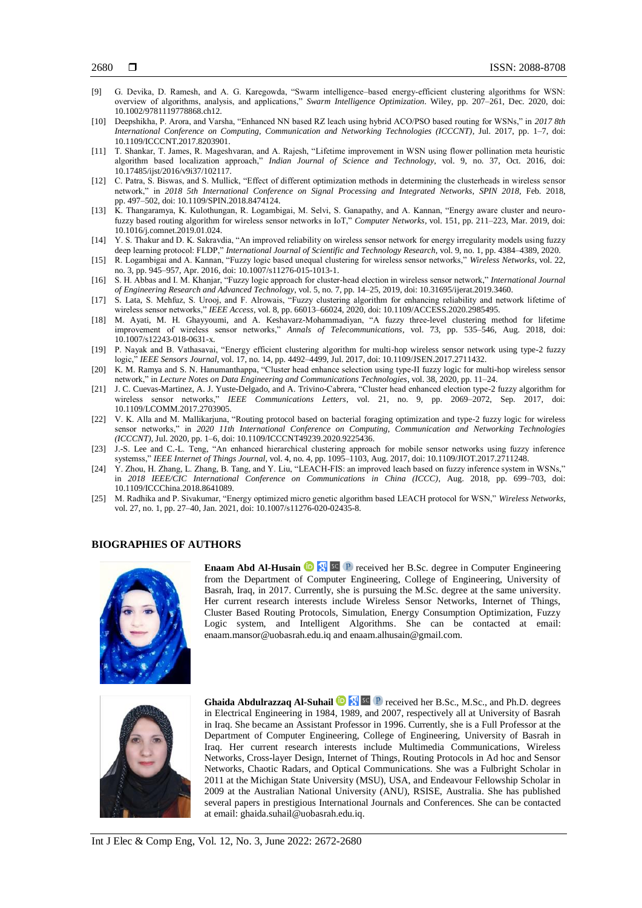[9] G. Devika, D. Ramesh, and A. G. Karegowda, "Swarm intelligence–based energy-efficient clustering algorithms for WSN: overview of algorithms, analysis, and applications," *Swarm Intelligence Optimization*. Wiley, pp. 207–261, Dec. 2020, doi: 10.1002/9781119778868.ch12.

[10] Deepshikha, P. Arora, and Varsha, "Enhanced NN based RZ leach using hybrid ACO/PSO based routing for WSNs," in *2017 8th International Conference on Computing, Communication and Networking Technologies (ICCCNT)*, Jul. 2017, pp. 1–7, doi: 10.1109/ICCCNT.2017.8203901.

[11] T. Shankar, T. James, R. Mageshvaran, and A. Rajesh, "Lifetime improvement in WSN using flower pollination meta heuristic algorithm based localization approach," *Indian Journal of Science and Technology*, vol. 9, no. 37, Oct. 2016, doi: 10.17485/ijst/2016/v9i37/102117.

[12] C. Patra, S. Biswas, and S. Mullick, "Effect of different optimization methods in determining the clusterheads in wireless sensor network," in *2018 5th International Conference on Signal Processing and Integrated Networks, SPIN 2018*, Feb. 2018, pp. 497–502, doi: 10.1109/SPIN.2018.8474124.

[13] K. Thangaramya, K. Kulothungan, R. Logambigai, M. Selvi, S. Ganapathy, and A. Kannan, "Energy aware cluster and neuro-fuzzy based routing algorithm for wireless sensor networks in IoT," *Computer Networks*, vol. 151, pp. 211–223, Mar. 2019, doi: 10.1016/j.comnet.2019.01.024.

[14] Y. S. Thakur and D. K. Sakravdia, "An improved reliability on wireless sensor network for energy irregularity models using fuzzy deep learning protocol: FLDP," *International Journal of Scientific and Technology Research*, vol. 9, no. 1, pp. 4384–4389, 2020.

[15] R. Logambigai and A. Kannan, "Fuzzy logic based unequal clustering for wireless sensor networks," *Wireless Networks*, vol. 22, no. 3, pp. 945–957, Apr. 2016, doi: 10.1007/s11276-015-1013-1.

[16] S. H. Abbas and I. M. Khanjar, "Fuzzy logic approach for cluster-head election in wireless sensor network," *International Journal of Engineering Research and Advanced Technology*, vol. 5, no. 7, pp. 14–25, 2019, doi: 10.31695/ijerat.2019.3460.

[17] S. Lata, S. Mehfuz, S. Urooj, and F. Alrowais, "Fuzzy clustering algorithm for enhancing reliability and network lifetime of wireless sensor networks," *IEEE Access*, vol. 8, pp. 66013–66024, 2020, doi: 10.1109/ACCESS.2020.2985495.

[18] M. Ayati, M. H. Ghayyoumi, and A. Keshavarz-Mohammadiyan, "A fuzzy three-level clustering method for lifetime improvement of wireless sensor networks," *Annals of Telecommunications*, vol. 73, pp. 535–546, Aug. 2018, doi: 10.1007/s12243-018-0631-x.

[19] P. Nayak and B. Vathasavai, "Energy efficient clustering algorithm for multi-hop wireless sensor network using type-2 fuzzy logic," *IEEE Sensors Journal*, vol. 17, no. 14, pp. 4492–4499, Jul. 2017, doi: 10.1109/JSEN.2017.2711432.

[20] K. M. Ramya and S. N. Hanumanthappa, "Cluster head enhance selection using type-II fuzzy logic for multi-hop wireless sensor network," in *Lecture Notes on Data Engineering and Communications Technologies*, vol. 38, 2020, pp. 11–24.

[21] J. C. Cuevas-Martinez, A. J. Yuste-Delgado, and A. Trivino-Cabrera, "Cluster head enhanced election type-2 fuzzy algorithm for wireless sensor networks," *IEEE Communications Letters*, vol. 21, no. 9, pp. 2069–2072, Sep. 2017, doi: 10.1109/LCOMM.2017.2703905.

[22] V. K. Alla and M. Mallikarjuna, "Routing protocol based on bacterial foraging optimization and type-2 fuzzy logic for wireless sensor networks," in *2020 11th International Conference on Computing, Communication and Networking Technologies (ICCCNT)*, Jul. 2020, pp. 1–6, doi: 10.1109/ICCCNT49239.2020.9225436.

[23] J.-S. Lee and C.-L. Teng, "An enhanced hierarchical clustering approach for mobile sensor networks using fuzzy inference systemss," *IEEE Internet of Things Journal*, vol. 4, no. 4, pp. 1095–1103, Aug. 2017, doi: 10.1109/JIOT.2017.2711248.

[24] Y. Zhou, H. Zhang, L. Zhang, B. Tang, and Y. Liu, "LEACH-FIS: an improved leach based on fuzzy inference system in WSNs," in *2018 IEEE/CIC International Conference on Communications in China (ICCC)*, Aug. 2018, pp. 699–703, doi: 10.1109/ICCChina.2018.8641089.

[25] M. Radhika and P. Sivakumar, "Energy optimized micro genetic algorithm based LEACH protocol for WSN," *Wireless Networks*, vol. 27, no. 1, pp. 27–40, Jan. 2021, doi: 10.1007/s11276-020-02435-8.

## BIOGRAPHIES OF AUTHORS

**Enaam Abd Al-Husain** received her B.Sc. degree in Computer Engineering from the Department of Computer Engineering, College of Engineering, University of Basrah, Iraq, in 2017. Currently, she is pursuing the M.Sc. degree at the same university. Her current research interests include Wireless Sensor Networks, Internet of Things, Cluster Based Routing Protocols, Simulation, Energy Consumption Optimization, Fuzzy Logic system, and Intelligent Algorithms. She can be contacted at email: enaam.mansor@uobasrah.edu.iq and enaam.alhusain@gmail.com.

**Ghaida Abdulrazzaq Al-Suhail** received her B.Sc., M.Sc., and Ph.D. degrees in Electrical Engineering in 1984, 1989, and 2007, respectively all at University of Basrah in Iraq. She became an Assistant Professor in 1996. Currently, she is a Full Professor at the Department of Computer Engineering, College of Engineering, University of Basrah in Iraq. Her current research interests include Multimedia Communications, Wireless Networks, Cross-layer Design, Internet of Things, Routing Protocols in Ad hoc and Sensor Networks, Chaotic Radars, and Optical Communications. She was a Fulbright Scholar in 2011 at the Michigan State University (MSU), USA, and Endeavour Fellowship Scholar in 2009 at the Australian National University (ANU), RSISE, Australia. She has published several papers in prestigious International Journals and Conferences. She can be contacted at email: ghaida.suhail@uobasrah.edu.iq.